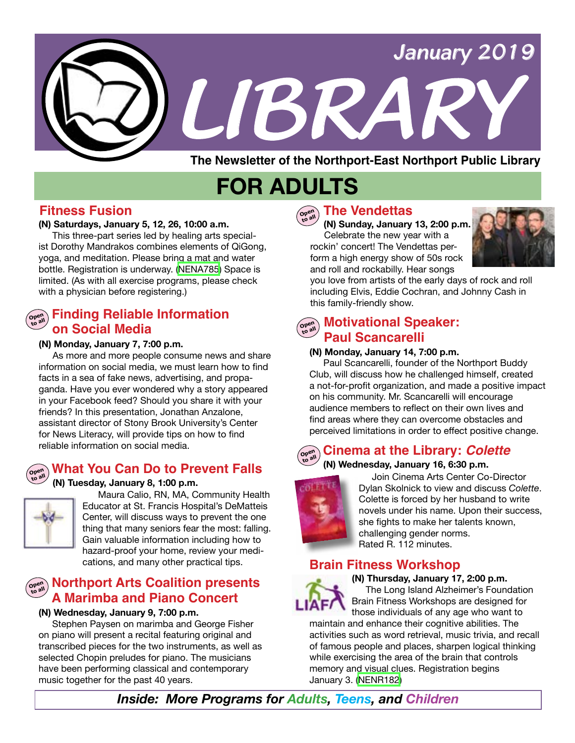# LIBRARY

January 2019

**The Newsletter of the Northport-East Northport Public Library**

# FOR ADULTS

## Fitness Fusion

**(N) Saturdays, January 5, 12, 26, 10:00 a.m.**

This three-part series led by healing arts specialist Dorothy Mandrakos combines elements of QiGong, yoga, and meditation. Please bring a mat and water bottle. Registration is underway. (NENA785) Space is limited. (As with all exercise programs, please check with a physician before registering.)

## Finding Reliable Information on Social Media

Open to all

**(N) Monday, January 7, 7:00 p.m.**

As more and more people consume news and share information on social media, we must learn how to find facts in a sea of fake news, advertising, and propaganda. Have you ever wondered why a story appeared in your Facebook feed? Should you share it with your friends? In this presentation, Jonathan Anzalone, assistant director of Stony Brook University's Center for News Literacy, will provide tips on how to find reliable information on social media.

## What You Can Do to Prevent Falls

Open to all

**(N) Tuesday, January 8, 1:00 p.m.**

Maura Calio, RN, MA, Community Health Educator at St. Francis Hospital's DeMatteis Center, will discuss ways to prevent the one thing that many seniors fear the most: falling. Gain valuable information including how to hazard-proof your home, review your medications, and many other practical tips.

## Northport Arts Coalition presents A Marimba and Piano Concert

Open to all

**(N) Wednesday, January 9, 7:00 p.m.**

Stephen Paysen on marimba and George Fisher on piano will present a recital featuring original and transcribed pieces for the two instruments, as well as selected Chopin preludes for piano. The musicians have been performing classical and contemporary music together for the past 40 years.

## The Vendettas

Open to all

**(N) Sunday, January 13, 2:00 p.m.**

Celebrate the new year with a rockin' concert! The Vendettas perform a high energy show of 50s rock and roll and rockabilly. Hear songs you love from artists of the early days of rock and roll including Elvis, Eddie Cochran, and Johnny Cash in this family-friendly show.

## Motivational Speaker: Paul Scancarelli

Open to all

**(N) Monday, January 14, 7:00 p.m.**

Paul Scancarelli, founder of the Northport Buddy Club, will discuss how he challenged himself, created a not-for-profit organization, and made a positive impact on his community. Mr. Scancarelli will encourage audience members to reflect on their own lives and find areas where they can overcome obstacles and perceived limitations in order to effect positive change.

## Cinema at the Library: *Colette*

Open to all

**(N) Wednesday, January 16, 6:30 p.m.**

Join Cinema Arts Center Co-Director Dylan Skolnick to view and discuss *Colette*. Colette is forced by her husband to write novels under his name. Upon their success, she fights to make her talents known, challenging gender norms. Rated R. 112 minutes.

## Brain Fitness Workshop

**(N) Thursday, January 17, 2:00 p.m.**

The Long Island Alzheimer's Foundation Brain Fitness Workshops are designed for those individuals of any age who want to maintain and enhance their cognitive abilities. The activities such as word retrieval, music trivia, and recall of famous people and places, sharpen logical thinking while exercising the area of the brain that controls memory and visual clues. Registration begins January 3. (NENR182)

***Inside: More Programs for Adults, Teens, and Children***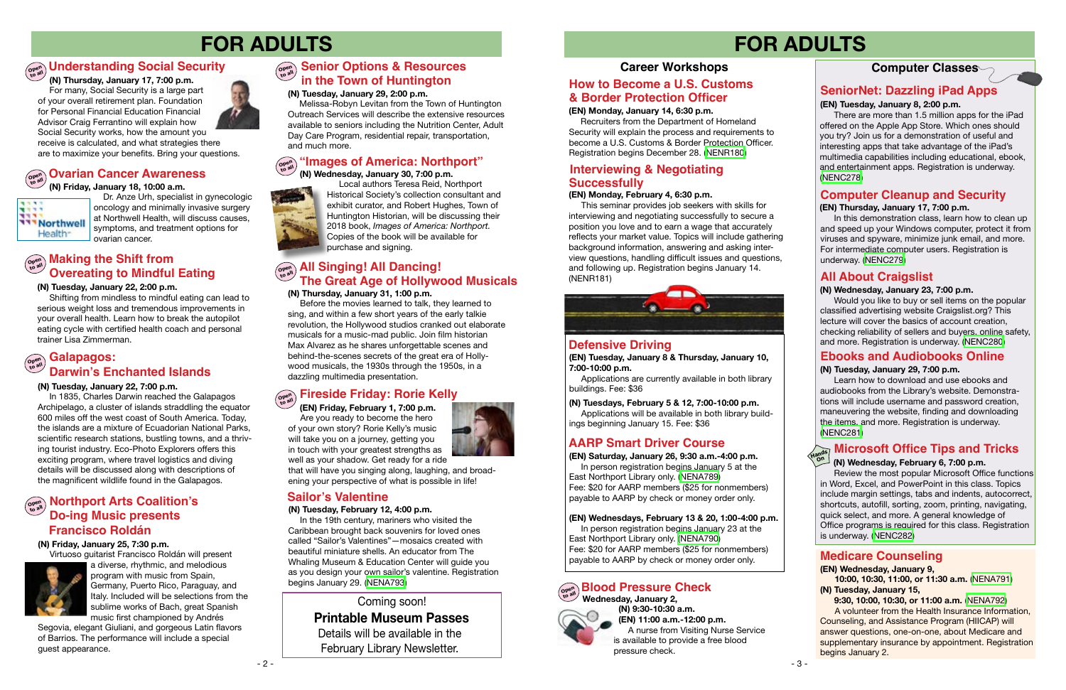# FOR ADULTS

## Understanding Social Security

**(N) Thursday, January 17, 7:00 p.m.**

For many, Social Security is a large part of your overall retirement plan. Foundation for Personal Financial Education Financial Advisor Craig Ferrantino will explain how Social Security works, how the amount you receive is calculated, and what strategies there are to maximize your benefits. Bring your questions.

## Ovarian Cancer Awareness

**(N) Friday, January 18, 10:00 a.m.**

Dr. Anze Urh, specialist in gynecologic oncology and minimally invasive surgery at Northwell Health, will discuss causes, symptoms, and treatment options for ovarian cancer.

## Making the Shift from Overeating to Mindful Eating

**(N) Tuesday, January 22, 2:00 p.m.**

Shifting from mindless to mindful eating can lead to serious weight loss and tremendous improvements in your overall health. Learn how to break the autopilot eating cycle with certified health coach and personal trainer Lisa Zimmerman.

## Galapagos: Darwin's Enchanted Islands

**(N) Tuesday, January 22, 7:00 p.m.**

In 1835, Charles Darwin reached the Galapagos Archipelago, a cluster of islands straddling the equator 600 miles off the west coast of South America. Today, the islands are a mixture of Ecuadorian National Parks, scientific research stations, bustling towns, and a thriving tourist industry. Eco-Photo Explorers offers this exciting program, where travel logistics and diving details will be discussed along with descriptions of the magnificent wildlife found in the Galapagos.

## Northport Arts Coalition's Do-ing Music presents Francisco Roldán

**(N) Friday, January 25, 7:30 p.m.**

Virtuoso guitarist Francisco Roldán will present a diverse, rhythmic, and melodious program with music from Spain, Germany, Puerto Rico, Paraguay, and Italy. Included will be selections from the sublime works of Bach, great Spanish music first championed by Andrés Segovia, elegant Giuliani, and gorgeous Latin flavors of Barrios. The performance will include a special guest appearance.

## Senior Options & Resources in the Town of Huntington

**(N) Tuesday, January 29, 2:00 p.m.**

Melissa-Robyn Levitan from the Town of Huntington Outreach Services will describe the extensive resources available to seniors including the Nutrition Center, Adult Day Care Program, residential repair, transportation, and much more.

## "Images of America: Northport"

**(N) Wednesday, January 30, 7:00 p.m.**

Local authors Teresa Reid, Northport Historical Society's collection consultant and exhibit curator, and Robert Hughes, Town of Huntington Historian, will be discussing their 2018 book, *Images of America: Northport*. Copies of the book will be available for purchase and signing.

## All Singing! All Dancing! The Great Age of Hollywood Musicals

**(N) Thursday, January 31, 7:00 p.m.**

Before the movies learned to talk, they learned to sing, and within a few short years of the early talkie revolution, the Hollywood studios cranked out elaborate musicals for a music-mad public. Join film historian Max Alvarez as he shares unforgettable scenes and behind-the-scenes secrets of the great era of Hollywood musicals, the 1930s through the 1950s, in a dazzling multimedia presentation.

## Fireside Friday: Rorie Kelly

**(EN) Friday, February 1, 7:00 p.m.**

Are you ready to become the hero of your own story? Rorie Kelly's music will take you on a journey, getting you in touch with your greatest strengths as well as your shadow. Get ready for a ride that will have you singing along, laughing, and broadening your perspective of what is possible in life!

## Sailor's Valentine

**(N) Tuesday, February 12, 4:00 p.m.**

In the 19th century, mariners who visited the Caribbean brought back souvenirs for loved ones called "Sailor's Valentines"—mosaics created with beautiful miniature shells. An educator from The Whaling Museum & Education Center will guide you as you design your own sailor's valentine. Registration begins January 29. (NENA793)

Coming soon!
**Printable Museum Passes**
Details will be available in the February Library Newsletter.

# FOR ADULTS

## Career Workshops

### How to Become a U.S. Customs & Border Protection Officer

**(EN) Monday, January 14, 6:30 p.m.**

Recruiters from the Department of Homeland Security will explain the process and requirements to become a U.S. Customs & Border Protection Officer. Registration begins December 28. (NENR180)

### Interviewing & Negotiating Successfully

**(EN) Monday, February 4, 6:30 p.m.**

This seminar provides job seekers with skills for interviewing and negotiating successfully to secure a position you love and to earn a wage that accurately reflects your market value. Topics will include gathering background information, answering and asking interview questions, handling difficult issues and questions, and following up. Registration begins January 14. (NENR181)

## Defensive Driving

**(EN) Tuesday, January 8 & Thursday, January 10, 7:00-10:00 p.m.**

Applications are currently available in both library buildings. Fee: $36

**(N) Tuesdays, February 5 & 12, 7:00-10:00 p.m.**

Applications will be available in both library buildings beginning January 15. Fee: $36

## AARP Smart Driver Course

**(EN) Saturday, January 26, 9:30 a.m.-4:00 p.m.**

In person registration begins January 5 at the East Northport Library only. (NENA789)
Fee: $20 for AARP members ($25 for nonmembers) payable to AARP by check or money order only.

**(EN) Wednesdays, February 13 & 20, 1:00-4:00 p.m.**

In person registration begins January 23 at the East Northport Library only. (NENA790)
Fee: $20 for AARP members ($25 for nonmembers) payable to AARP by check or money order only.

## Blood Pressure Check

**Wednesday, January 2,**
**(N) 9:30-10:30 a.m.**
**(EN) 11:00 a.m.-12:00 p.m.**

A nurse from Visiting Nurse Service is available to provide a free blood pressure check.

## Computer Classes

### SeniorNet: Dazzling iPad Apps

**(EN) Tuesday, January 8, 2:00 p.m.**

There are more than 1.5 million apps for the iPad offered on the Apple App Store. Which ones should you try? Join us for a demonstration of useful and interesting apps that take advantage of the iPad's multimedia capabilities including educational, ebook, and entertainment apps. Registration is underway. (NENC278)

### Computer Cleanup and Security

**(EN) Thursday, January 17, 7:00 p.m.**

In this demonstration class, learn how to clean up and speed up your Windows computer, protect it from viruses and spyware, minimize junk email, and more. For intermediate computer users. Registration is underway. (NENC279)

### All About Craigslist

**(N) Wednesday, January 23, 7:00 p.m.**

Would you like to buy or sell items on the popular classified advertising website Craigslist.org? This lecture will cover the basics of account creation, checking reliability of sellers and buyers, online safety, and more. Registration is underway. (NENC280)

### Ebooks and Audiobooks Online

**(N) Tuesday, January 29, 7:00 p.m.**

Learn how to download and use ebooks and audiobooks from the Library's website. Demonstrations will include username and password creation, maneuvering the website, finding and downloading the items, and more. Registration is underway. (NENC281)

### Microsoft Office Tips and Tricks

**(N) Wednesday, February 6, 7:00 p.m.**

Review the most popular Microsoft Office functions in Word, Excel, and PowerPoint in this class. Topics include margin settings, tabs and indents, autocorrect, shortcuts, autofill, sorting, zoom, printing, navigating, quick select, and more. A general knowledge of Office programs is required for this class. Registration is underway. (NENC282)

## Medicare Counseling

**(EN) Wednesday, January 9,**
**10:00, 10:30, 11:00, or 11:30 a.m.** (NENA791)
**(N) Tuesday, January 15,**
**9:30, 10:00, 10:30, or 11:00 a.m.** (NENA792)

A volunteer from the Health Insurance Information, Counseling, and Assistance Program (HIICAP) will answer questions, one-on-one, about Medicare and supplementary insurance by appointment. Registration begins January 2.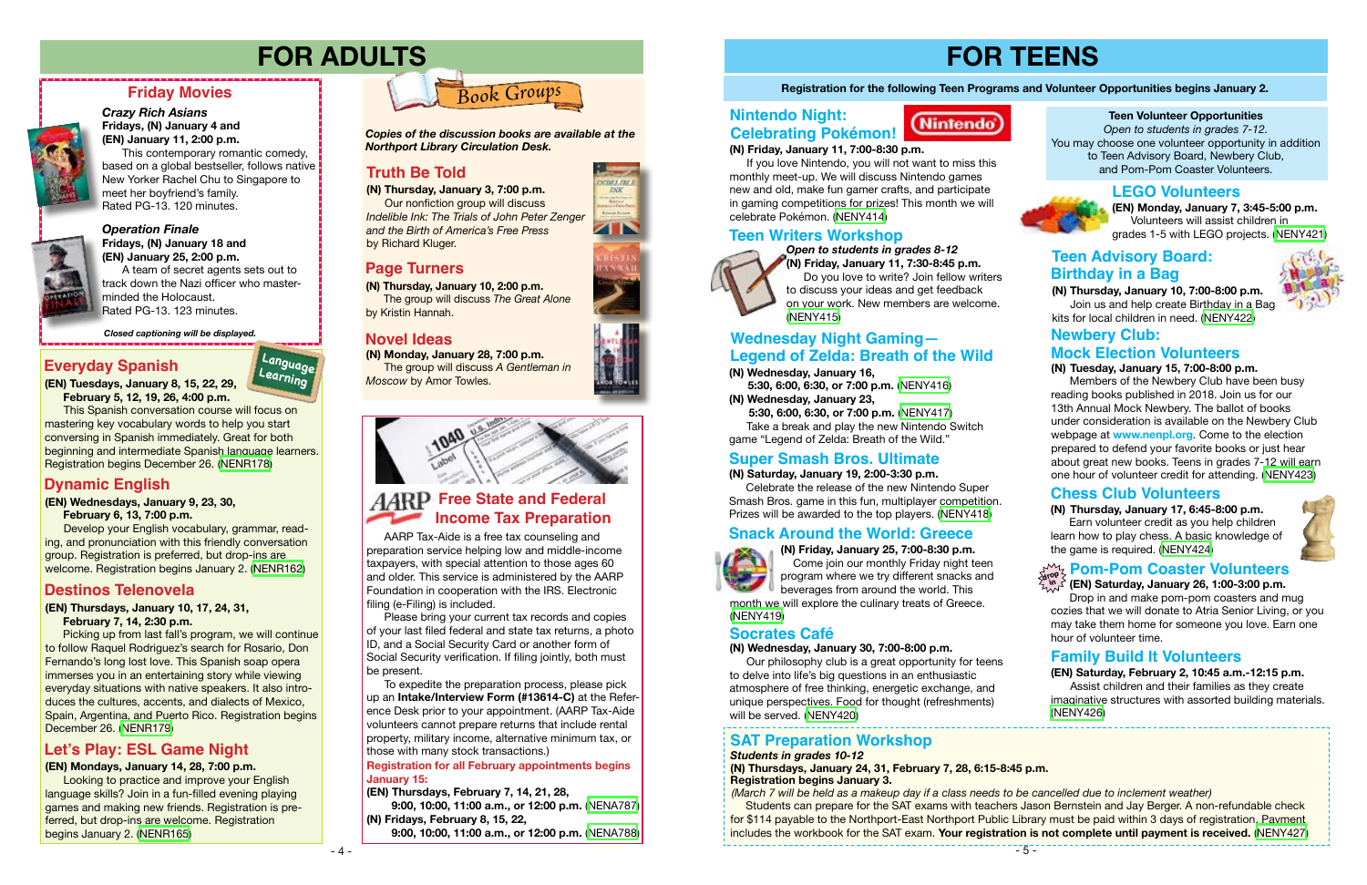# FOR ADULTS

## Friday Movies

***Crazy Rich Asians***
**Fridays, (N) January 4 and**
**(EN) January 11, 2:00 p.m.**

This contemporary romantic comedy, based on a global bestseller, follows native New Yorker Rachel Chu to Singapore to meet her boyfriend's family.
Rated PG-13. 120 minutes.

***Operation Finale***
**Fridays, (N) January 18 and**
**(EN) January 25, 2:00 p.m.**

A team of secret agents sets out to track down the Nazi officer who master-minded the Holocaust.
Rated PG-13. 123 minutes.

***Closed captioning will be displayed.***

## Everyday Spanish

Language Learning

**(EN) Tuesdays, January 8, 15, 22, 29, February 5, 12, 19, 26, 4:00 p.m.**

This Spanish conversation course will focus on mastering key vocabulary words to help you start conversing in Spanish immediately. Great for both beginning and intermediate Spanish language learners. Registration begins December 26. (NENR178)

## Dynamic English

**(EN) Wednesdays, January 9, 23, 30, February 6, 13, 7:00 p.m.**

Develop your English vocabulary, grammar, reading, and pronunciation with this friendly conversation group. Registration is preferred, but drop-ins are welcome. Registration begins January 2. (NENR162)

## Destinos Telenovela

**(EN) Thursdays, January 10, 17, 24, 31, February 7, 14, 2:30 p.m.**

Picking up from last fall's program, we will continue to follow Raquel Rodriguez's search for Rosario, Don Fernando's long lost love. This Spanish soap opera immerses you in an entertaining story while viewing everyday situations with native speakers. It also introduces the cultures, accents, and dialects of Mexico, Spain, Argentina, and Puerto Rico. Registration begins December 26. (NENR179)

## Let's Play: ESL Game Night

**(EN) Mondays, January 14, 28, 7:00 p.m.**

Looking to practice and improve your English language skills? Join in a fun-filled evening playing games and making new friends. Registration is preferred, but drop-ins are welcome. Registration begins January 2. (NENR165)

## Book Groups

***Copies of the discussion books are available at the Northport Library Circulation Desk.***

## Truth Be Told

**(N) Thursday, January 3, 7:00 p.m.**

Our nonfiction group will discuss *Indelible Ink: The Trials of John Peter Zenger and the Birth of America's Free Press* by Richard Kluger.

## Page Turners

**(N) Thursday, January 10, 2:00 p.m.**

The group will discuss *The Great Alone* by Kristin Hannah.

## Novel Ideas

**(N) Monday, January 28, 7:00 p.m.**

The group will discuss *A Gentleman in Moscow* by Amor Towles.

## AARP Free State and Federal Income Tax Preparation

AARP Tax-Aide is a free tax counseling and preparation service helping low and middle-income taxpayers, with special attention to those ages 60 and older. This service is administered by the AARP Foundation in cooperation with the IRS. Electronic filing (e-Filing) is included.

Please bring your current tax records and copies of your last filed federal and state tax returns, a photo ID, and a Social Security Card or another form of Social Security verification. If filing jointly, both must be present.

To expedite the preparation process, please pick up an **Intake/Interview Form (#13614-C)** at the Reference Desk prior to your appointment. (AARP Tax-Aide volunteers cannot prepare returns that include rental property, military income, alternative minimum tax, or those with many stock transactions.)

**Registration for all February appointments begins January 15:**

**(EN) Thursdays, February 7, 14, 21, 28, 9:00, 10:00, 11:00 a.m., or 12:00 p.m.** (NENA787)
**(N) Fridays, February 8, 15, 22, 9:00, 10:00, 11:00 a.m., or 12:00 p.m.** (NENA788)

# FOR TEENS

**Registration for the following Teen Programs and Volunteer Opportunities begins January 2.**

## Nintendo Night: Celebrating Pokémon!

**(N) Friday, January 11, 7:00-8:30 p.m.**

If you love Nintendo, you will not want to miss this monthly meet-up. We will discuss Nintendo games new and old, make fun gamer crafts, and participate in gaming competitions for prizes! This month we will celebrate Pokémon. (NENY414)

## Teen Writers Workshop

***Open to students in grades 8-12***
**(N) Friday, January 11, 7:30-8:45 p.m.**

Do you love to write? Join fellow writers to discuss your ideas and get feedback on your work. New members are welcome. (NENY415)

## Wednesday Night Gaming—Legend of Zelda: Breath of the Wild

**(N) Wednesday, January 16, 5:30, 6:00, 6:30, or 7:00 p.m.** (NENY416)
**(N) Wednesday, January 23, 5:30, 6:00, 6:30, or 7:00 p.m.** (NENY417)

Take a break and play the new Nintendo Switch game "Legend of Zelda: Breath of the Wild."

## Super Smash Bros. Ultimate

**(N) Saturday, January 19, 2:00-3:30 p.m.**

Celebrate the release of the new Nintendo Super Smash Bros. game in this fun, multiplayer competition. Prizes will be awarded to the top players. (NENY418)

## Snack Around the World: Greece

**(N) Friday, January 25, 7:00-8:30 p.m.**

Come join our monthly Friday night teen program where we try different snacks and beverages from around the world. This month we will explore the culinary treats of Greece. (NENY419)

## Socrates Café

**(N) Wednesday, January 30, 7:00-8:00 p.m.**

Our philosophy club is a great opportunity for teens to delve into life's big questions in an enthusiastic atmosphere of free thinking, energetic exchange, and unique perspectives. Food for thought (refreshments) will be served. (NENY420)

## Teen Volunteer Opportunities

*Open to students in grades 7-12.*
You may choose one volunteer opportunity in addition to Teen Advisory Board, Newbery Club, and Pom-Pom Coaster Volunteers.

## LEGO Volunteers

**(EN) Monday, January 7, 3:45-5:00 p.m.**

Volunteers will assist children in grades 1-5 with LEGO projects. (NENY421)

## Teen Advisory Board: Birthday in a Bag

**(N) Thursday, January 10, 7:00-8:00 p.m.**

Join us and help create Birthday in a Bag kits for local children in need. (NENY422)

## Newbery Club: Mock Election Volunteers

**(N) Tuesday, January 15, 7:00-8:00 p.m.**

Members of the Newbery Club have been busy reading books published in 2018. Join us for our 13th Annual Mock Newbery. The ballot of books under consideration is available on the Newbery Club webpage at **www.nenpl.org**. Come to the election prepared to defend your favorite books or just hear about great new books. Teens in grades 7-12 will earn one hour of volunteer credit for attending. (NENY423)

## Chess Club Volunteers

**(N) Thursday, January 17, 6:45-8:00 p.m.**

Earn volunteer credit as you help children learn how to play chess. A basic knowledge of the game is required. (NENY424)

## Pom-Pom Coaster Volunteers

Drop in

**(EN) Saturday, January 26, 1:00-3:00 p.m.**

Drop in and make pom-pom coasters and mug cozies that we will donate to Atria Senior Living, or you may take them home for someone you love. Earn one hour of volunteer time.

## Family Build It Volunteers

**(EN) Saturday, February 2, 10:45 a.m.-12:15 p.m.**

Assist children and their families as they create imaginative structures with assorted building materials. (NENY426)

## SAT Preparation Workshop

***Students in grades 10-12***
**(N) Thursdays, January 24, 31, February 7, 28, 6:15-8:45 p.m.**
**Registration begins January 3.**
*(March 7 will be held as a makeup day if a class needs to be cancelled due to inclement weather)*

Students can prepare for the SAT exams with teachers Jason Bernstein and Jay Berger. A non-refundable check for $114 payable to the Northport-East Northport Public Library must be paid within 3 days of registration. Payment includes the workbook for the SAT exam. **Your registration is not complete until payment is received.** (NENY427)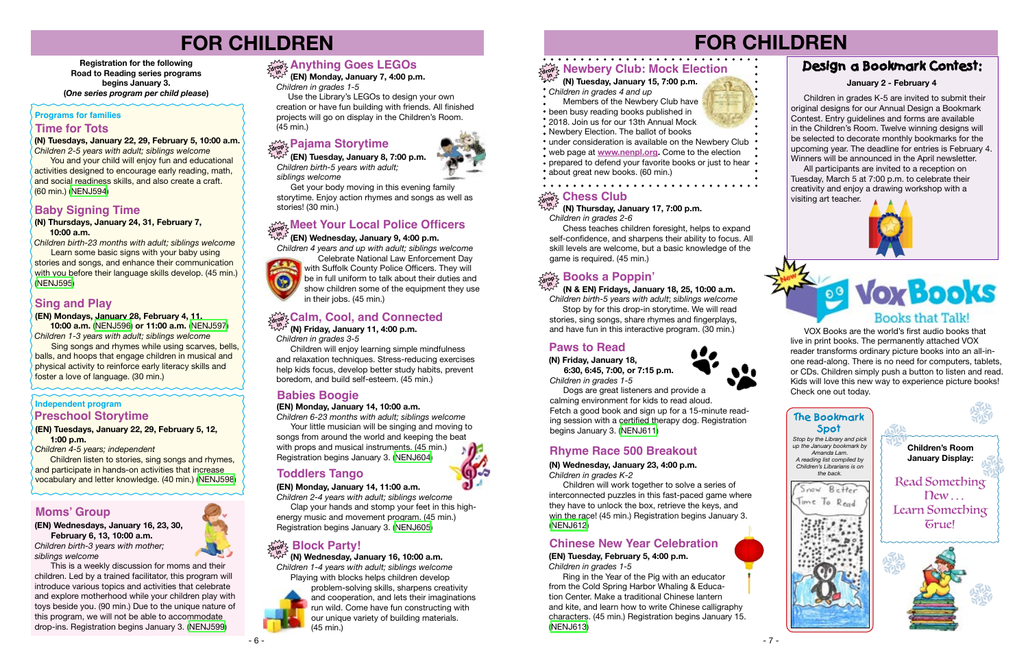# FOR CHILDREN

**Registration for the following Road to Reading series programs begins January 3.**
**(*One series program per child please*)**

### Programs for families

## Time for Tots

**(N) Tuesdays, January 22, 29, February 5, 10:00 a.m.**
*Children 2-5 years with adult; siblings welcome*

You and your child will enjoy fun and educational activities designed to encourage early reading, math, and social readiness skills, and also create a craft. (60 min.) (NENJ594)

## Baby Signing Time

**(N) Thursdays, January 24, 31, February 7, 10:00 a.m.**
*Children birth-23 months with adult; siblings welcome*

Learn some basic signs with your baby using stories and songs, and enhance their communication with you before their language skills develop. (45 min.) (NENJ595)

## Sing and Play

**(EN) Mondays, January 28, February 4, 11, 10:00 a.m.** (NENJ596) **or 11:00 a.m.** (NENJ597)
*Children 1-3 years with adult; siblings welcome*

Sing songs and rhymes while using scarves, bells, balls, and hoops that engage children in musical and physical activity to reinforce early literacy skills and foster a love of language. (30 min.)

### Independent program

## Preschool Storytime

**(EN) Tuesdays, January 22, 29, February 5, 12, 1:00 p.m.**
*Children 4-5 years; independent*

Children listen to stories, sing songs and rhymes, and participate in hands-on activities that increase vocabulary and letter knowledge. (40 min.) (NENJ598)

## Moms' Group

**(EN) Wednesdays, January 16, 23, 30, February 6, 13, 10:00 a.m.**
*Children birth-3 years with mother; siblings welcome*

This is a weekly discussion for moms and their children. Led by a trained facilitator, this program will introduce various topics and activities that celebrate and explore motherhood while your children play with toys beside you. (90 min.) Due to the unique nature of this program, we will not be able to accommodate drop-ins. Registration begins January 3. (NENJ599)

## Anything Goes LEGOs

drop in

**(EN) Monday, January 7, 4:00 p.m.**
*Children in grades 1-5*

Use the Library's LEGOs to design your own creation or have fun building with friends. All finished projects will go on display in the Children's Room. (45 min.)

## Pajama Storytime

drop in

**(EN) Tuesday, January 8, 7:00 p.m.**
*Children birth-5 years with adult; siblings welcome*

Get your body moving in this evening family storytime. Enjoy action rhymes and songs as well as stories! (30 min.)

## Meet Your Local Police Officers

drop in

**(EN) Wednesday, January 9, 4:00 p.m.**
*Children 4 years and up with adult; siblings welcome*

Celebrate National Law Enforcement Day with Suffolk County Police Officers. They will be in full uniform to talk about their duties and show children some of the equipment they use in their jobs. (45 min.)

## Calm, Cool, and Connected

drop in

**(N) Friday, January 11, 4:00 p.m.**
*Children in grades 3-5*

Children will enjoy learning simple mindfulness and relaxation techniques. Stress-reducing exercises help kids focus, develop better study habits, prevent boredom, and build self-esteem. (45 min.)

## Babies Boogie

**(EN) Monday, January 14, 10:00 a.m.**
*Children 6-23 months with adult; siblings welcome*

Your little musician will be singing and moving to songs from around the world and keeping the beat with props and musical instruments. (45 min.) Registration begins January 3. (NENJ604)

## Toddlers Tango

**(EN) Monday, January 14, 11:00 a.m.**
*Children 2-4 years with adult; siblings welcome*

Clap your hands and stomp your feet in this high-energy music and movement program. (45 min.) Registration begins January 3. (NENJ605)

## Block Party!

drop in

**(N) Wednesday, January 16, 10:00 a.m.**
*Children 1-4 years with adult; siblings welcome*

Playing with blocks helps children develop problem-solving skills, sharpens creativity and cooperation, and lets their imaginations run wild. Come have fun constructing with our unique variety of building materials. (45 min.)

# FOR CHILDREN

## Newbery Club: Mock Election

drop in

**(N) Tuesday, January 15, 7:00 p.m.**
*Children in grades 4 and up*

Members of the Newbery Club have been busy reading books published in 2018. Join us for our 13th Annual Mock Newbery Election. The ballot of books under consideration is available on the Newbery Club web page at **www.nenpl.org**. Come to the election prepared to defend your favorite books or just to hear about great new books. (60 min.)

## Chess Club

drop in

**(N) Thursday, January 17, 7:00 p.m.**
*Children in grades 2-6*

Chess teaches children foresight, helps to expand self-confidence, and sharpens their ability to focus. All skill levels are welcome, but a basic knowledge of the game is required. (45 min.)

## Books a Poppin'

drop in

**(N & EN) Fridays, January 18, 25, 10:00 a.m.**
*Children birth-5 years with adult; siblings welcome*

Stop by for this drop-in storytime. We will read stories, sing songs, share rhymes and fingerplays, and have fun in this interactive program. (30 min.)

## Paws to Read

**(N) Friday, January 18, 6:30, 6:45, 7:00, or 7:15 p.m.**
*Children in grades 1-5*

Dogs are great listeners and provide a calming environment for kids to read aloud. Fetch a good book and sign up for a 15-minute reading session with a certified therapy dog. Registration begins January 3. (NENJ611)

## Rhyme Race 500 Breakout

**(N) Wednesday, January 23, 4:00 p.m.**
*Children in grades K-2*

Children will work together to solve a series of interconnected puzzles in this fast-paced game where they have to unlock the box, retrieve the keys, and win the race! (45 min.) Registration begins January 3. (NENJ612)

## Chinese New Year Celebration

**(EN) Tuesday, February 5, 4:00 p.m.**
*Children in grades 1-5*

Ring in the Year of the Pig with an educator from the Cold Spring Harbor Whaling & Education Center. Make a traditional Chinese lantern and kite, and learn how to write Chinese calligraphy characters. (45 min.) Registration begins January 15. (NENJ613)

## Design a Bookmark Contest:

**January 2 - February 4**

Children in grades K-5 are invited to submit their original designs for our Annual Design a Bookmark Contest. Entry guidelines and forms are available in the Children's Room. Twelve winning designs will be selected to decorate monthly bookmarks for the upcoming year. The deadline for entries is February 4. Winners will be announced in the April newsletter.

All participants are invited to a reception on Tuesday, March 5 at 7:00 p.m. to celebrate their creativity and enjoy a drawing workshop with a visiting art teacher.

## New! VOX Books — Books that Talk!

VOX Books are the world's first audio books that live in print books. The permanently attached VOX reader transforms ordinary picture books into an all-in-one read-along. There is no need for computers, tablets, or CDs. Children simply push a button to listen and read. Kids will love this new way to experience picture books! Check one out today.

### The Bookmark Spot

*Stop by the Library and pick up the January bookmark by Amanda Lam.*
*A reading list compiled by Children's Librarians is on the back.*

Snow Better Time To Read

### Children's Room January Display:

Read Something New . . . Learn Something True!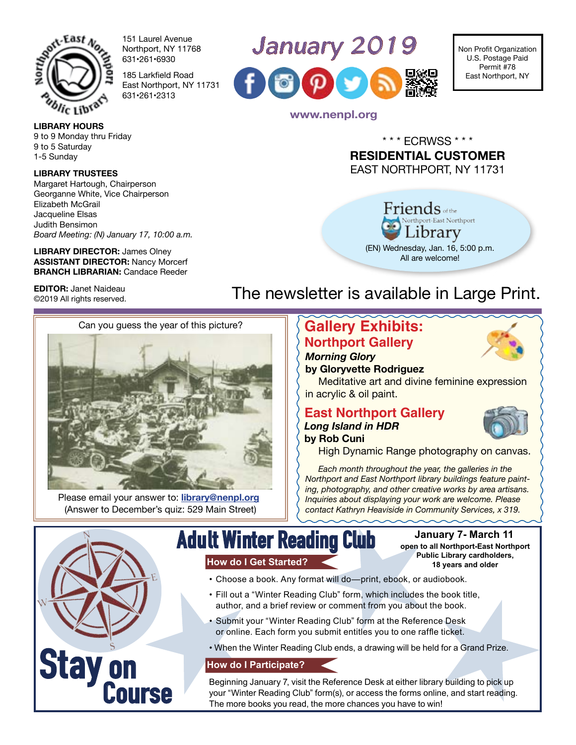Northport-East Northport Public Library

151 Laurel Avenue
Northport, NY 11768
631•261•6930

185 Larkfield Road
East Northport, NY 11731
631•261•2313

# January 2019

www.nenpl.org

Non Profit Organization
U.S. Postage Paid
Permit #78
East Northport, NY

**LIBRARY HOURS**
9 to 9 Monday thru Friday
9 to 5 Saturday
1-5 Sunday

**LIBRARY TRUSTEES**
Margaret Hartough, Chairperson
Georganne White, Vice Chairperson
Elizabeth McGrail
Jacqueline Elsas
Judith Bensimon
*Board Meeting: (N) January 17, 10:00 a.m.*

**LIBRARY DIRECTOR:** James Olney
**ASSISTANT DIRECTOR:** Nancy Morcerf
**BRANCH LIBRARIAN:** Candace Reeder

**EDITOR:** Janet Naideau
©2019 All rights reserved.

\* \* \* ECRWSS \* \* \*
**RESIDENTIAL CUSTOMER**
EAST NORTHPORT, NY 11731

Friends of the Northport-East Northport Library
(EN) Wednesday, Jan. 16, 5:00 p.m.
All are welcome!

The newsletter is available in Large Print.

Can you guess the year of this picture?

Please email your answer to: library@nenpl.org
(Answer to December's quiz: 529 Main Street)

## Gallery Exhibits:

### Northport Gallery

***Morning Glory***
**by Gloryvette Rodriguez**

Meditative art and divine feminine expression in acrylic & oil paint.

### East Northport Gallery

***Long Island in HDR***
**by Rob Cuni**

High Dynamic Range photography on canvas.

*Each month throughout the year, the galleries in the Northport and East Northport library buildings feature painting, photography, and other creative works by area artisans. Inquiries about displaying your work are welcome. Please contact Kathryn Heaviside in Community Services, x 319.*

## Adult Winter Reading Club

**January 7- March 11**
**open to all Northport-East Northport Public Library cardholders, 18 years and older**

Stay on Course

### How do I Get Started?

- Choose a book. Any format will do—print, ebook, or audiobook.
- Fill out a "Winter Reading Club" form, which includes the book title, author, and a brief review or comment from you about the book.
- Submit your "Winter Reading Club" form at the Reference Desk or online. Each form you submit entitles you to one raffle ticket.
- When the Winter Reading Club ends, a drawing will be held for a Grand Prize.

### How do I Participate?

Beginning January 7, visit the Reference Desk at either library building to pick up your "Winter Reading Club" form(s), or access the forms online, and start reading. The more books you read, the more chances you have to win!